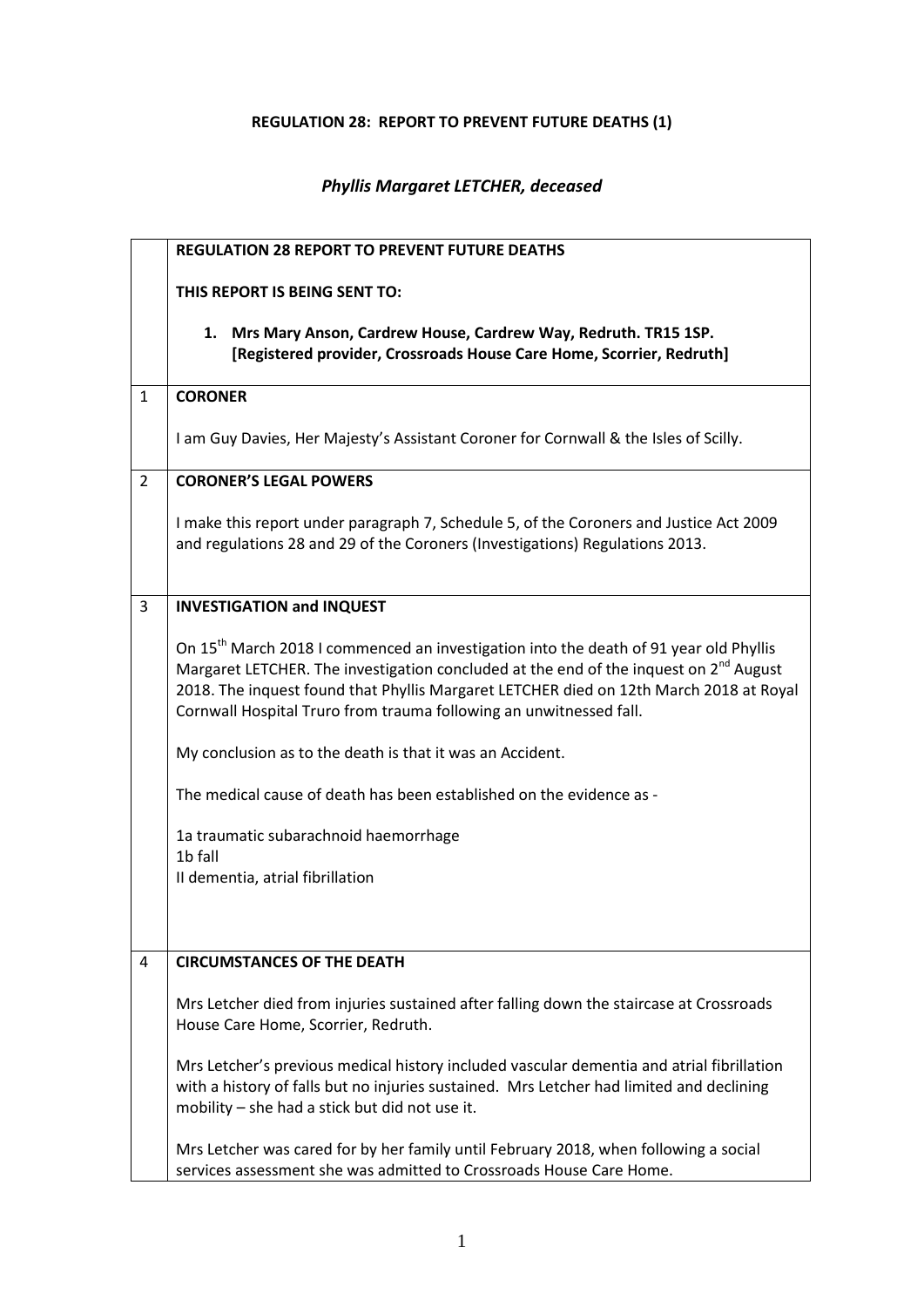**REGULATION 28: REPORT TO PREVENT FUTURE DEATHS (1)**

***Phyllis Margaret LETCHER, deceased***

| | |
|---|---|
| | **REGULATION 28 REPORT TO PREVENT FUTURE DEATHS**<br><br>**THIS REPORT IS BEING SENT TO:**<br><br>**1. Mrs Mary Anson, Cardrew House, Cardrew Way, Redruth. TR15 1SP. [Registered provider, Crossroads House Care Home, Scorrier, Redruth]** |
| 1 | **CORONER**<br><br>I am Guy Davies, Her Majesty's Assistant Coroner for Cornwall & the Isles of Scilly. |
| 2 | **CORONER'S LEGAL POWERS**<br><br>I make this report under paragraph 7, Schedule 5, of the Coroners and Justice Act 2009 and regulations 28 and 29 of the Coroners (Investigations) Regulations 2013. |
| 3 | **INVESTIGATION and INQUEST**<br><br>On 15th March 2018 I commenced an investigation into the death of 91 year old Phyllis Margaret LETCHER. The investigation concluded at the end of the inquest on 2nd August 2018. The inquest found that Phyllis Margaret LETCHER died on 12th March 2018 at Royal Cornwall Hospital Truro from trauma following an unwitnessed fall.<br><br>My conclusion as to the death is that it was an Accident.<br><br>The medical cause of death has been established on the evidence as -<br><br>1a traumatic subarachnoid haemorrhage<br>1b fall<br>II dementia, atrial fibrillation |
| 4 | **CIRCUMSTANCES OF THE DEATH**<br><br>Mrs Letcher died from injuries sustained after falling down the staircase at Crossroads House Care Home, Scorrier, Redruth.<br><br>Mrs Letcher's previous medical history included vascular dementia and atrial fibrillation with a history of falls but no injuries sustained. Mrs Letcher had limited and declining mobility – she had a stick but did not use it.<br><br>Mrs Letcher was cared for by her family until February 2018, when following a social services assessment she was admitted to Crossroads House Care Home. |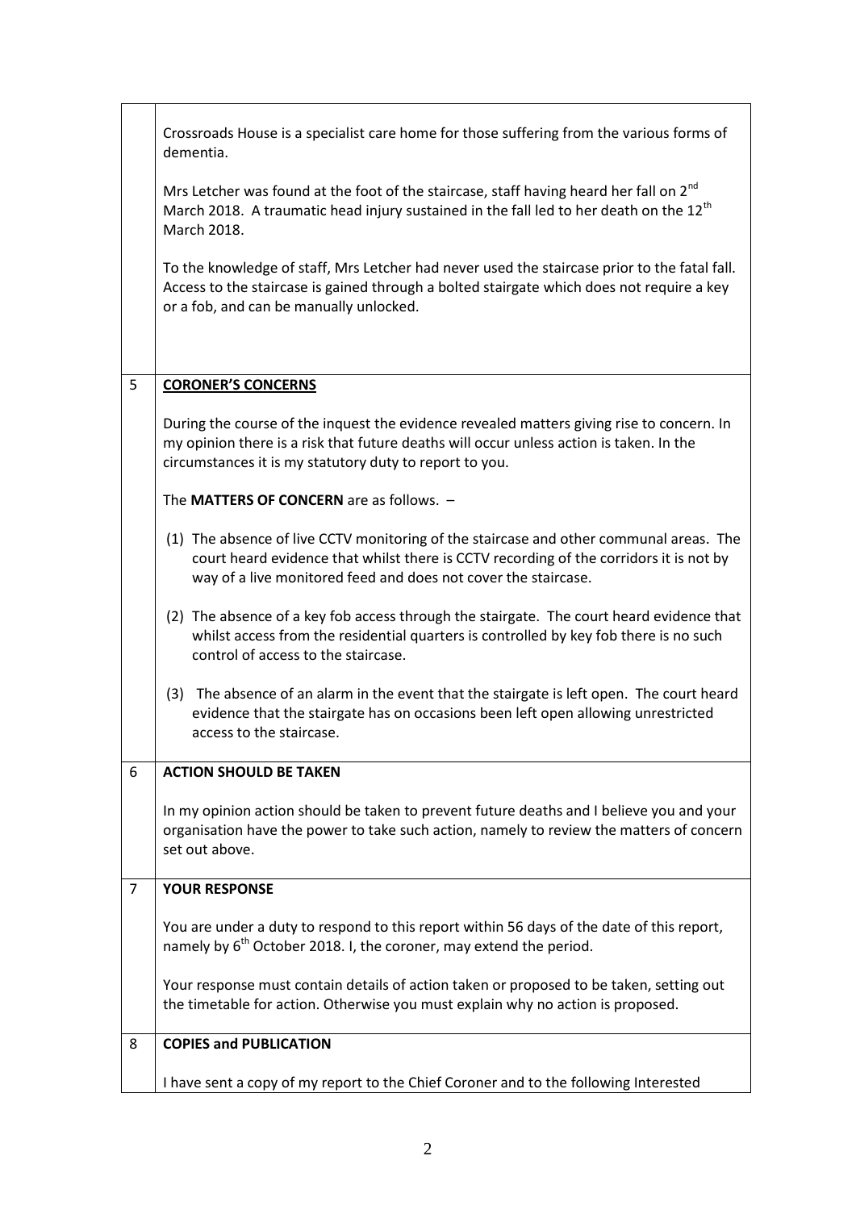| | |
|---|---|
| | Crossroads House is a specialist care home for those suffering from the various forms of dementia.<br><br>Mrs Letcher was found at the foot of the staircase, staff having heard her fall on 2nd March 2018. A traumatic head injury sustained in the fall led to her death on the 12th March 2018.<br><br>To the knowledge of staff, Mrs Letcher had never used the staircase prior to the fatal fall. Access to the staircase is gained through a bolted stairgate which does not require a key or a fob, and can be manually unlocked. |
| 5 | **CORONER'S CONCERNS**<br><br>During the course of the inquest the evidence revealed matters giving rise to concern. In my opinion there is a risk that future deaths will occur unless action is taken. In the circumstances it is my statutory duty to report to you.<br><br>The **MATTERS OF CONCERN** are as follows. –<br><br>(1) The absence of live CCTV monitoring of the staircase and other communal areas. The court heard evidence that whilst there is CCTV recording of the corridors it is not by way of a live monitored feed and does not cover the staircase.<br><br>(2) The absence of a key fob access through the stairgate. The court heard evidence that whilst access from the residential quarters is controlled by key fob there is no such control of access to the staircase.<br><br>(3) The absence of an alarm in the event that the stairgate is left open. The court heard evidence that the stairgate has on occasions been left open allowing unrestricted access to the staircase. |
| 6 | **ACTION SHOULD BE TAKEN**<br><br>In my opinion action should be taken to prevent future deaths and I believe you and your organisation have the power to take such action, namely to review the matters of concern set out above. |
| 7 | **YOUR RESPONSE**<br><br>You are under a duty to respond to this report within 56 days of the date of this report, namely by 6th October 2018. I, the coroner, may extend the period.<br><br>Your response must contain details of action taken or proposed to be taken, setting out the timetable for action. Otherwise you must explain why no action is proposed. |
| 8 | **COPIES and PUBLICATION**<br><br>I have sent a copy of my report to the Chief Coroner and to the following Interested |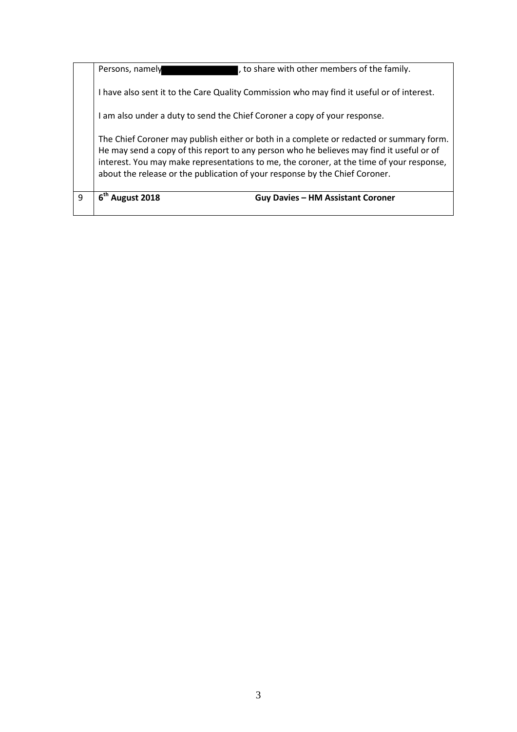| | |
|---|---|
| | Persons, namely ██████████, to share with other members of the family.<br><br>I have also sent it to the Care Quality Commission who may find it useful or of interest.<br><br>I am also under a duty to send the Chief Coroner a copy of your response.<br><br>The Chief Coroner may publish either or both in a complete or redacted or summary form. He may send a copy of this report to any person who he believes may find it useful or of interest. You may make representations to me, the coroner, at the time of your response, about the release or the publication of your response by the Chief Coroner. |
| 9 | **6th August 2018** **Guy Davies – HM Assistant Coroner** |